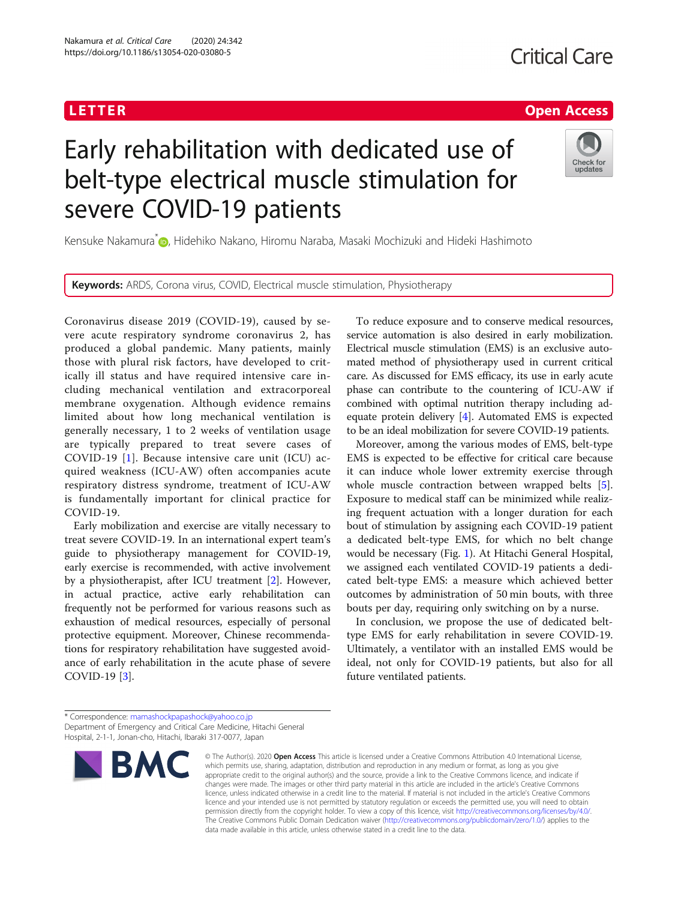LETTER

Open Access

# Early rehabilitation with dedicated use of belt-type electrical muscle stimulation for severe COVID-19 patients

Kensuke Nakamura*, Hidehiko Nakano, Hiromu Naraba, Masaki Mochizuki and Hideki Hashimoto

**Keywords:** ARDS, Corona virus, COVID, Electrical muscle stimulation, Physiotherapy

Coronavirus disease 2019 (COVID-19), caused by severe acute respiratory syndrome coronavirus 2, has produced a global pandemic. Many patients, mainly those with plural risk factors, have developed to critically ill status and have required intensive care including mechanical ventilation and extracorporeal membrane oxygenation. Although evidence remains limited about how long mechanical ventilation is generally necessary, 1 to 2 weeks of ventilation usage are typically prepared to treat severe cases of COVID-19 [1]. Because intensive care unit (ICU) acquired weakness (ICU-AW) often accompanies acute respiratory distress syndrome, treatment of ICU-AW is fundamentally important for clinical practice for COVID-19.

Early mobilization and exercise are vitally necessary to treat severe COVID-19. In an international expert team's guide to physiotherapy management for COVID-19, early exercise is recommended, with active involvement by a physiotherapist, after ICU treatment [2]. However, in actual practice, active early rehabilitation can frequently not be performed for various reasons such as exhaustion of medical resources, especially of personal protective equipment. Moreover, Chinese recommendations for respiratory rehabilitation have suggested avoidance of early rehabilitation in the acute phase of severe COVID-19 [3].

To reduce exposure and to conserve medical resources, service automation is also desired in early mobilization. Electrical muscle stimulation (EMS) is an exclusive automated method of physiotherapy used in current critical care. As discussed for EMS efficacy, its use in early acute phase can contribute to the countering of ICU-AW if combined with optimal nutrition therapy including adequate protein delivery [4]. Automated EMS is expected to be an ideal mobilization for severe COVID-19 patients.

Moreover, among the various modes of EMS, belt-type EMS is expected to be effective for critical care because it can induce whole lower extremity exercise through whole muscle contraction between wrapped belts [5]. Exposure to medical staff can be minimized while realizing frequent actuation with a longer duration for each bout of stimulation by assigning each COVID-19 patient a dedicated belt-type EMS, for which no belt change would be necessary (Fig. 1). At Hitachi General Hospital, we assigned each ventilated COVID-19 patients a dedicated belt-type EMS: a measure which achieved better outcomes by administration of 50 min bouts, with three bouts per day, requiring only switching on by a nurse.

In conclusion, we propose the use of dedicated belt-type EMS for early rehabilitation in severe COVID-19. Ultimately, a ventilator with an installed EMS would be ideal, not only for COVID-19 patients, but also for all future ventilated patients.

* Correspondence: mamashockpapashock@yahoo.co.jp
Department of Emergency and Critical Care Medicine, Hitachi General Hospital, 2-1-1, Jonan-cho, Hitachi, Ibaraki 317-0077, Japan

© The Author(s). 2020 **Open Access** This article is licensed under a Creative Commons Attribution 4.0 International License, which permits use, sharing, adaptation, distribution and reproduction in any medium or format, as long as you give appropriate credit to the original author(s) and the source, provide a link to the Creative Commons licence, and indicate if changes were made. The images or other third party material in this article are included in the article's Creative Commons licence, unless indicated otherwise in a credit line to the material. If material is not included in the article's Creative Commons licence and your intended use is not permitted by statutory regulation or exceeds the permitted use, you will need to obtain permission directly from the copyright holder. To view a copy of this licence, visit http://creativecommons.org/licenses/by/4.0/. The Creative Commons Public Domain Dedication waiver (http://creativecommons.org/publicdomain/zero/1.0/) applies to the data made available in this article, unless otherwise stated in a credit line to the data.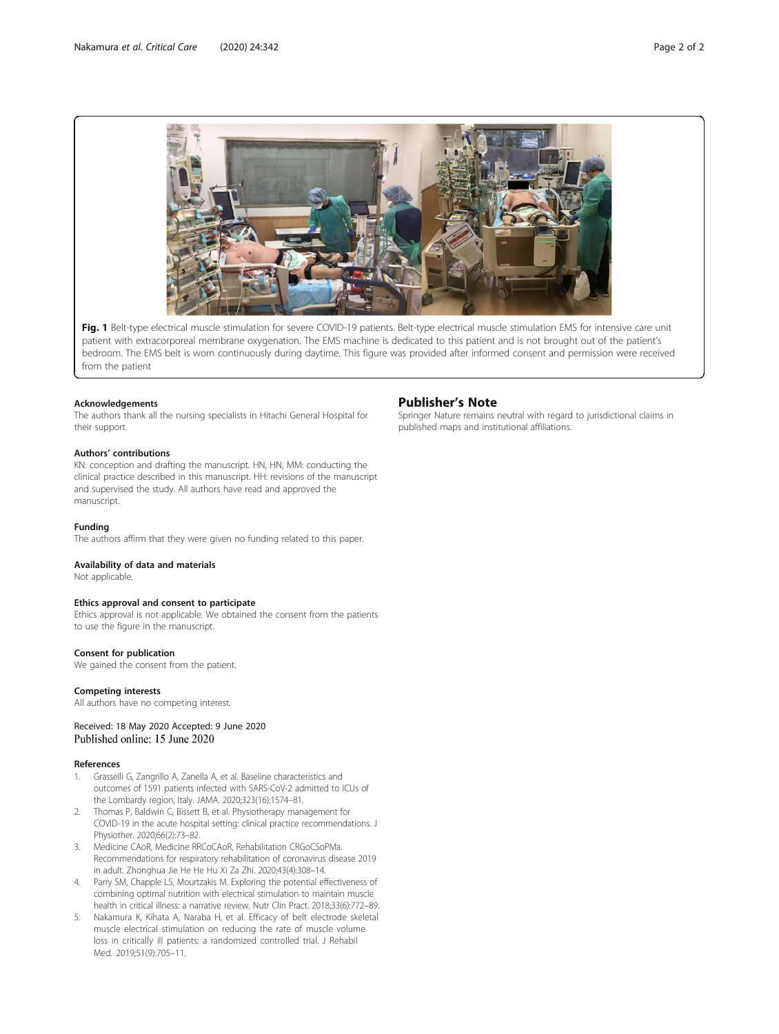**Fig. 1** Belt-type electrical muscle stimulation for severe COVID-19 patients. Belt-type electrical muscle stimulation EMS for intensive care unit patient with extracorporeal membrane oxygenation. The EMS machine is dedicated to this patient and is not brought out of the patient's bedroom. The EMS belt is worn continuously during daytime. This figure was provided after informed consent and permission were received from the patient

#### Acknowledgements

The authors thank all the nursing specialists in Hitachi General Hospital for their support.

#### Authors' contributions

KN: conception and drafting the manuscript. HN, HN, MM: conducting the clinical practice described in this manuscript. HH: revisions of the manuscript and supervised the study. All authors have read and approved the manuscript.

#### Funding

The authors affirm that they were given no funding related to this paper.

#### Availability of data and materials

Not applicable.

#### Ethics approval and consent to participate

Ethics approval is not applicable. We obtained the consent from the patients to use the figure in the manuscript.

#### Consent for publication

We gained the consent from the patient.

#### Competing interests

All authors have no competing interest.

Received: 18 May 2020 Accepted: 9 June 2020
Published online: 15 June 2020

#### References

1. Grasselli G, Zangrillo A, Zanella A, et al. Baseline characteristics and outcomes of 1591 patients infected with SARS-CoV-2 admitted to ICUs of the Lombardy region, Italy. JAMA. 2020;323(16):1574–81.
2. Thomas P, Baldwin C, Bissett B, et al. Physiotherapy management for COVID-19 in the acute hospital setting: clinical practice recommendations. J Physiother. 2020;66(2):73–82.
3. Medicine CAoR, Medicine RRCoCAoR, Rehabilitation CRGoCSoPMa. Recommendations for respiratory rehabilitation of coronavirus disease 2019 in adult. Zhonghua Jie He He Hu Xi Za Zhi. 2020;43(4):308–14.
4. Parry SM, Chapple LS, Mourtzakis M. Exploring the potential effectiveness of combining optimal nutrition with electrical stimulation to maintain muscle health in critical illness: a narrative review. Nutr Clin Pract. 2018;33(6):772–89.
5. Nakamura K, Kihata A, Naraba H, et al. Efficacy of belt electrode skeletal muscle electrical stimulation on reducing the rate of muscle volume loss in critically ill patients: a randomized controlled trial. J Rehabil Med. 2019;51(9):705–11.

## Publisher's Note

Springer Nature remains neutral with regard to jurisdictional claims in published maps and institutional affiliations.